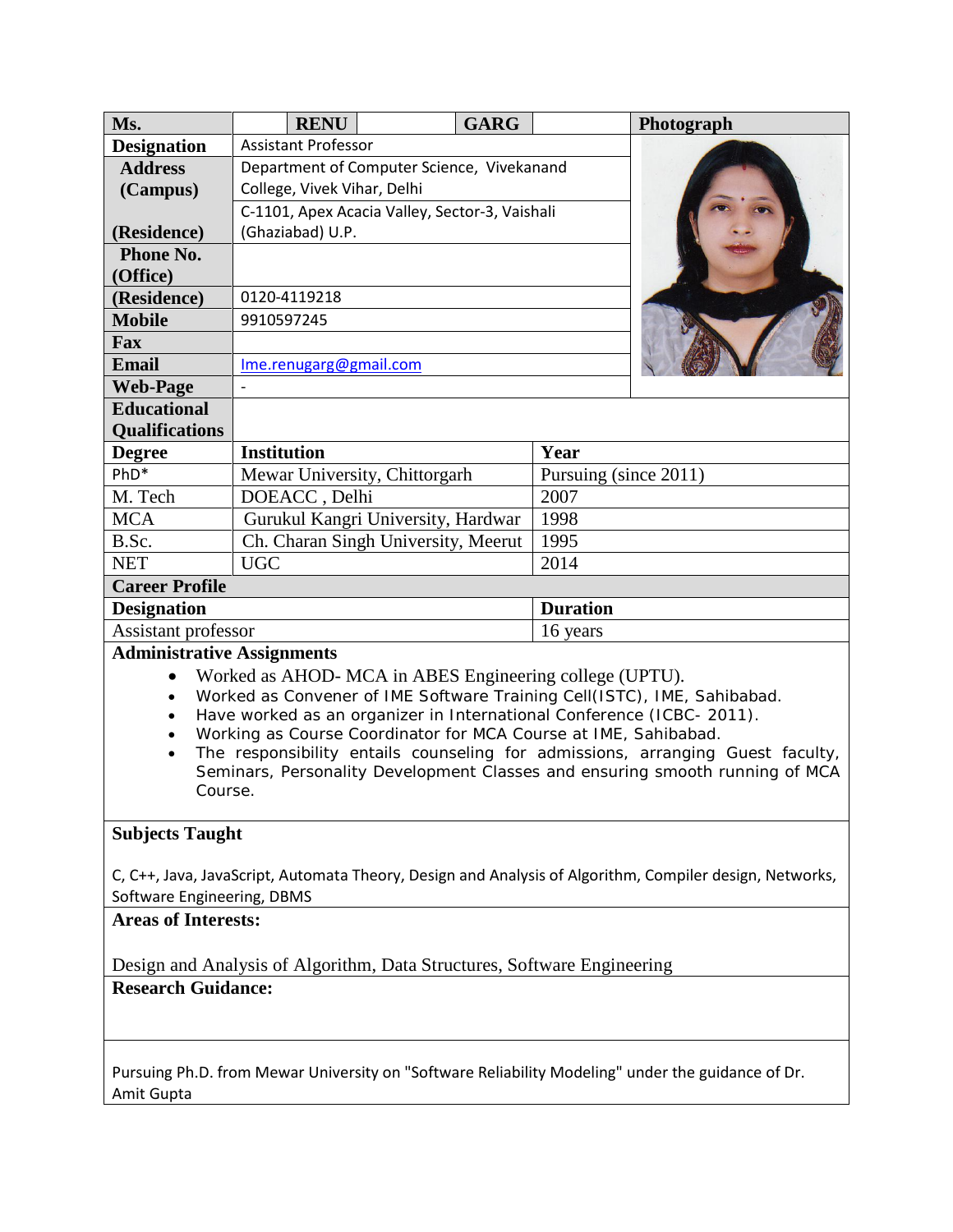| Ms. | RENU | | GARG | | Photograph |
|---|---|---|---|---|---|
| **Designation** | Assistant Professor | | | | |
| **Address (Campus)** | Department of Computer Science, Vivekanand College, Vivek Vihar, Delhi | | | | |
| **(Residence)** | C-1101, Apex Acacia Valley, Sector-3, Vaishali (Ghaziabad) U.P. | | | | |
| **Phone No. (Office)** | | | | | |
| **(Residence)** | 0120-4119218 | | | | |
| **Mobile** | 9910597245 | | | | |
| **Fax** | | | | | |
| **Email** | Ime.renugarg@gmail.com | | | | |
| **Web-Page** | - | | | | |

**Educational Qualifications**

| Degree | Institution | Year |
|---|---|---|
| PhD* | Mewar University, Chittorgarh | Pursuing (since 2011) |
| M. Tech | DOEACC , Delhi | 2007 |
| MCA | Gurukul Kangri University, Hardwar | 1998 |
| B.Sc. | Ch. Charan Singh University, Meerut | 1995 |
| NET | UGC | 2014 |

**Career Profile**

| Designation | Duration |
|---|---|
| Assistant professor | 16 years |

**Administrative Assignments**

- Worked as AHOD- MCA in ABES Engineering college (UPTU).
- Worked as Convener of IME Software Training Cell(ISTC), IME, Sahibabad.
- Have worked as an organizer in International Conference (ICBC- 2011).
- Working as Course Coordinator for MCA Course at IME, Sahibabad.
- The responsibility entails counseling for admissions, arranging Guest faculty, Seminars, Personality Development Classes and ensuring smooth running of MCA Course.

**Subjects Taught**

C, C++, Java, JavaScript, Automata Theory, Design and Analysis of Algorithm, Compiler design, Networks, Software Engineering, DBMS

**Areas of Interests:**

Design and Analysis of Algorithm, Data Structures, Software Engineering

**Research Guidance:**

Pursuing Ph.D. from Mewar University on "Software Reliability Modeling" under the guidance of Dr. Amit Gupta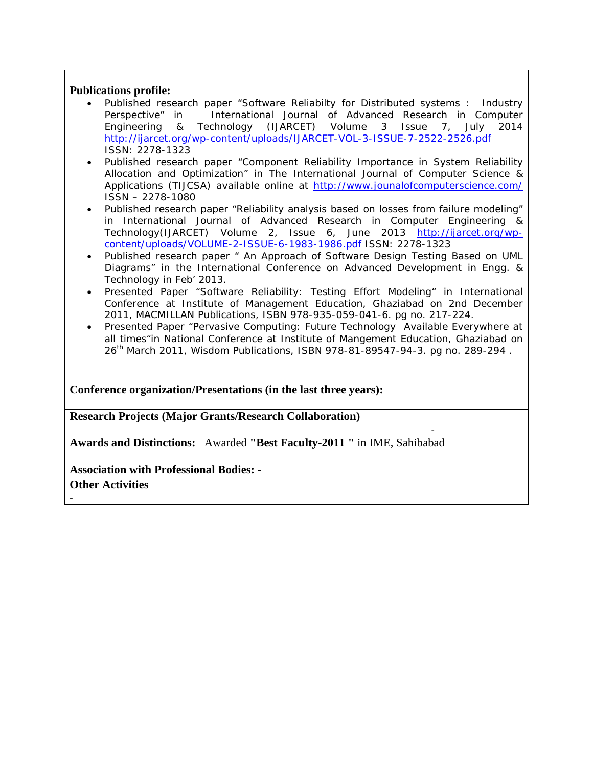**Publications profile:**

- Published research paper "Software Reliabilty for Distributed systems : Industry Perspective" in International Journal of Advanced Research in Computer Engineering & Technology (IJARCET) Volume 3 Issue 7, July 2014 http://ijarcet.org/wp-content/uploads/IJARCET-VOL-3-ISSUE-7-2522-2526.pdf ISSN: 2278-1323
- Published research paper "Component Reliability Importance in System Reliability Allocation and Optimization" in The International Journal of Computer Science & Applications (TIJCSA) available online at http://www.jounalofcomputerscience.com/ ISSN – 2278-1080
- Published research paper "Reliability analysis based on losses from failure modeling" in International Journal of Advanced Research in Computer Engineering & Technology(IJARCET) Volume 2, Issue 6, June 2013 http://ijarcet.org/wp-content/uploads/VOLUME-2-ISSUE-6-1983-1986.pdf ISSN: 2278-1323
- Published research paper " An Approach of Software Design Testing Based on UML Diagrams" in the International Conference on Advanced Development in Engg. & Technology in Feb' 2013.
- Presented Paper "Software Reliability: Testing Effort Modeling" in International Conference at Institute of Management Education, Ghaziabad on 2nd December 2011, MACMILLAN Publications, ISBN 978-935-059-041-6. pg no. 217-224.
- Presented Paper "Pervasive Computing: Future Technology Available Everywhere at all times"in National Conference at Institute of Mangement Education, Ghaziabad on 26th March 2011, Wisdom Publications, ISBN 978-81-89547-94-3. pg no. 289-294 .

**Conference organization/Presentations (in the last three years):**

**Research Projects (Major Grants/Research Collaboration)**

-

**Awards and Distinctions:** Awarded **"Best Faculty-2011 "** in IME, Sahibabad

**Association with Professional Bodies: -**

**Other Activities**

-